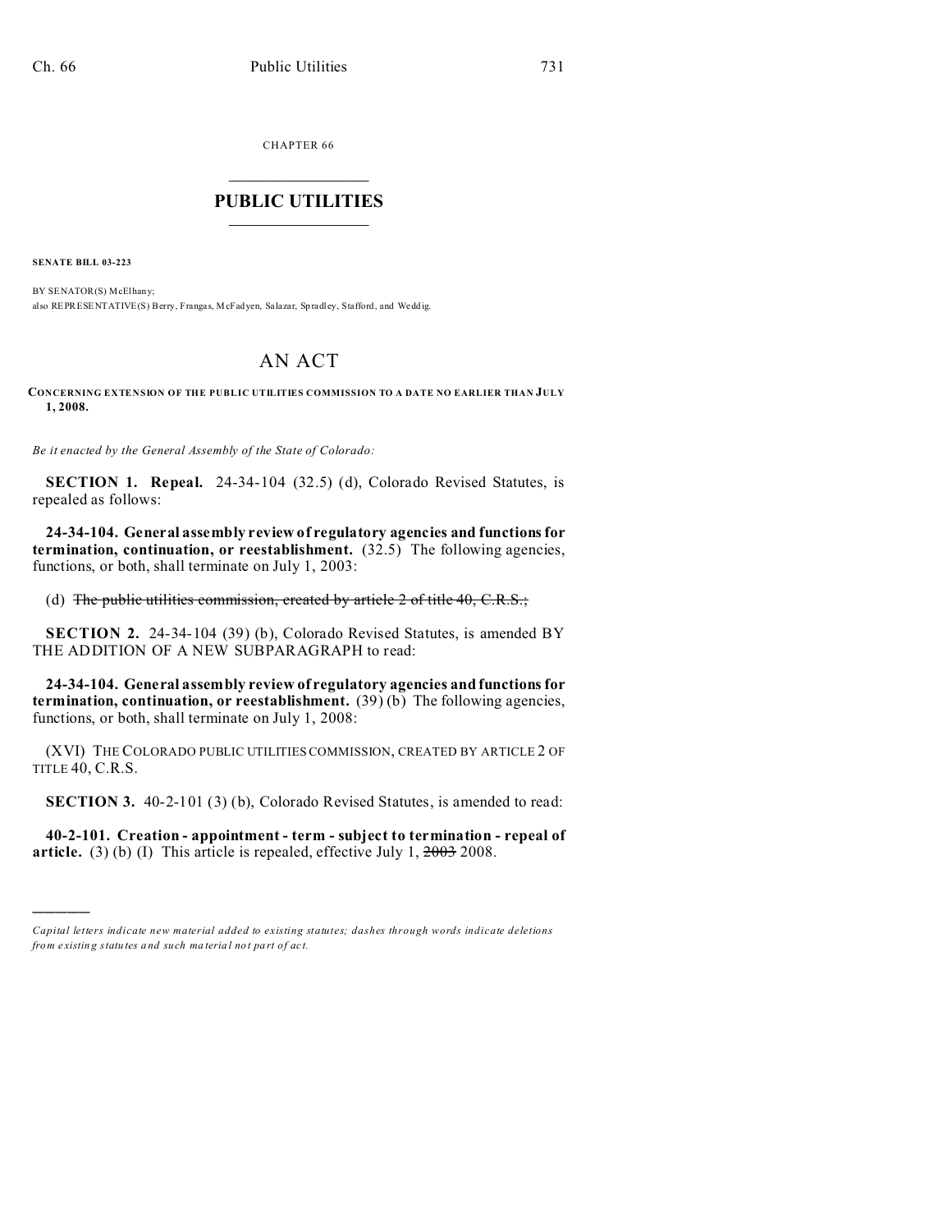CHAPTER 66

# PUBLIC UTILITIES

**SENATE BILL 03-223**

BY SENATOR(S) McElhany;
also REPRESENTATIVE(S) Berry, Frangas, McFadyen, Salazar, Spradley, Stafford, and Weddig.

# AN ACT

**CONCERNING EXTENSION OF THE PUBLIC UTILITIES COMMISSION TO A DATE NO EARLIER THAN JULY 1, 2008.**

*Be it enacted by the General Assembly of the State of Colorado:*

**SECTION 1. Repeal.** 24-34-104 (32.5) (d), Colorado Revised Statutes, is repealed as follows:

**24-34-104. General assembly review of regulatory agencies and functions for termination, continuation, or reestablishment.** (32.5) The following agencies, functions, or both, shall terminate on July 1, 2003:

(d) ~~The public utilities commission, created by article 2 of title 40, C.R.S.;~~

**SECTION 2.** 24-34-104 (39) (b), Colorado Revised Statutes, is amended BY THE ADDITION OF A NEW SUBPARAGRAPH to read:

**24-34-104. General assembly review of regulatory agencies and functions for termination, continuation, or reestablishment.** (39) (b) The following agencies, functions, or both, shall terminate on July 1, 2008:

(XVI) THE COLORADO PUBLIC UTILITIES COMMISSION, CREATED BY ARTICLE 2 OF TITLE 40, C.R.S.

**SECTION 3.** 40-2-101 (3) (b), Colorado Revised Statutes, is amended to read:

**40-2-101. Creation - appointment - term - subject to termination - repeal of article.** (3) (b) (I) This article is repealed, effective July 1, ~~2003~~ 2008.

---

*Capital letters indicate new material added to existing statutes; dashes through words indicate deletions from existing statutes and such material not part of act.*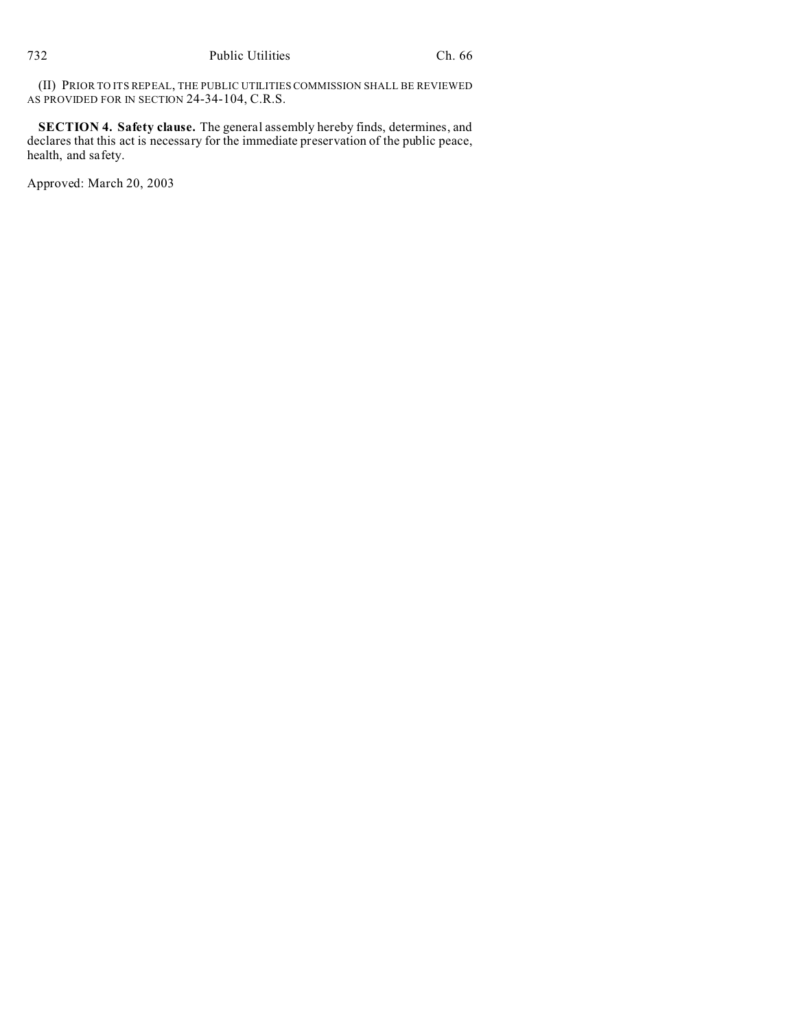(II) PRIOR TO ITS REPEAL, THE PUBLIC UTILITIES COMMISSION SHALL BE REVIEWED AS PROVIDED FOR IN SECTION 24-34-104, C.R.S.

**SECTION 4. Safety clause.** The general assembly hereby finds, determines, and declares that this act is necessary for the immediate preservation of the public peace, health, and safety.

Approved: March 20, 2003